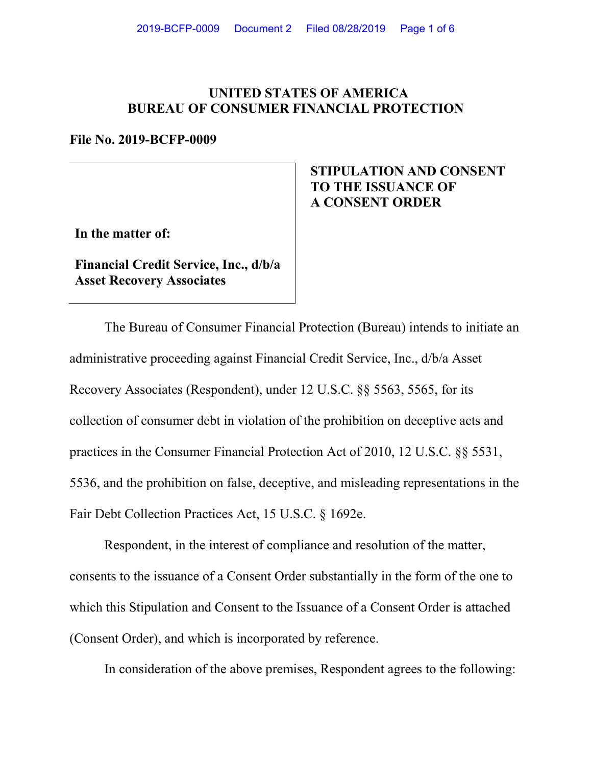**UNITED STATES OF AMERICA**
**BUREAU OF CONSUMER FINANCIAL PROTECTION**

**File No. 2019-BCFP-0009**

**In the matter of:**

**Financial Credit Service, Inc., d/b/a Asset Recovery Associates**

**STIPULATION AND CONSENT TO THE ISSUANCE OF A CONSENT ORDER**

The Bureau of Consumer Financial Protection (Bureau) intends to initiate an administrative proceeding against Financial Credit Service, Inc., d/b/a Asset Recovery Associates (Respondent), under 12 U.S.C. §§ 5563, 5565, for its collection of consumer debt in violation of the prohibition on deceptive acts and practices in the Consumer Financial Protection Act of 2010, 12 U.S.C. §§ 5531, 5536, and the prohibition on false, deceptive, and misleading representations in the Fair Debt Collection Practices Act, 15 U.S.C. § 1692e.

Respondent, in the interest of compliance and resolution of the matter, consents to the issuance of a Consent Order substantially in the form of the one to which this Stipulation and Consent to the Issuance of a Consent Order is attached (Consent Order), and which is incorporated by reference.

In consideration of the above premises, Respondent agrees to the following: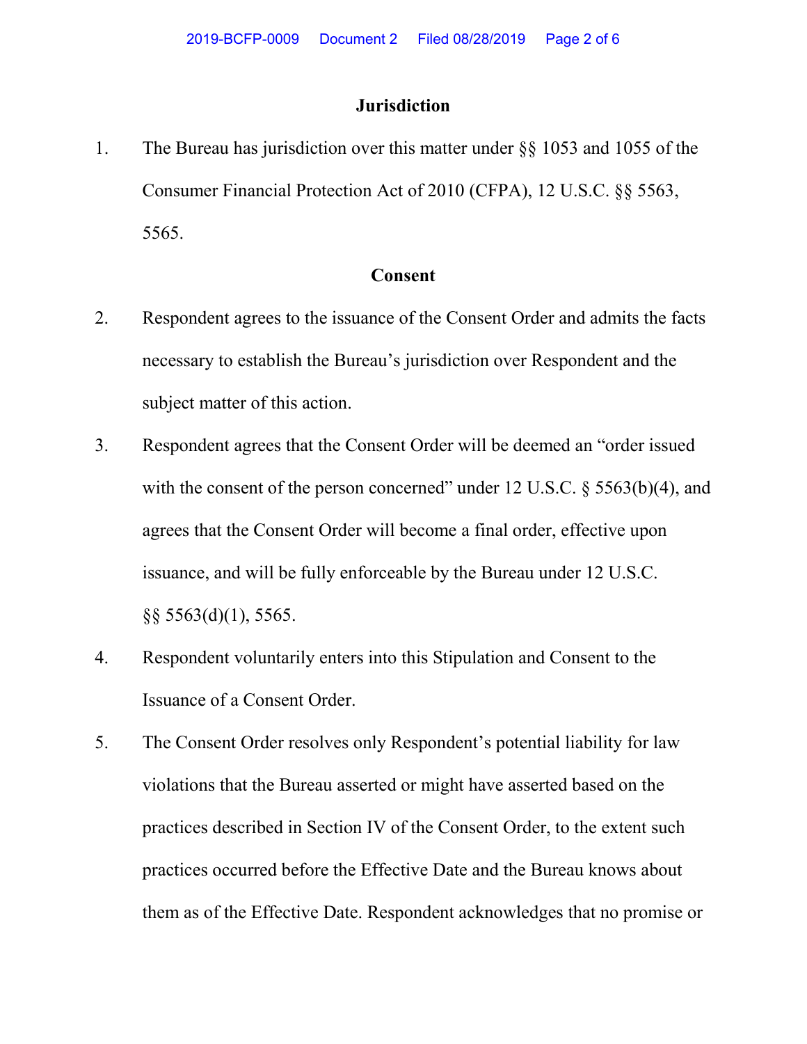## Jurisdiction

1. The Bureau has jurisdiction over this matter under §§ 1053 and 1055 of the Consumer Financial Protection Act of 2010 (CFPA), 12 U.S.C. §§ 5563, 5565.

## Consent

2. Respondent agrees to the issuance of the Consent Order and admits the facts necessary to establish the Bureau's jurisdiction over Respondent and the subject matter of this action.

3. Respondent agrees that the Consent Order will be deemed an "order issued with the consent of the person concerned" under 12 U.S.C. § 5563(b)(4), and agrees that the Consent Order will become a final order, effective upon issuance, and will be fully enforceable by the Bureau under 12 U.S.C. §§ 5563(d)(1), 5565.

4. Respondent voluntarily enters into this Stipulation and Consent to the Issuance of a Consent Order.

5. The Consent Order resolves only Respondent's potential liability for law violations that the Bureau asserted or might have asserted based on the practices described in Section IV of the Consent Order, to the extent such practices occurred before the Effective Date and the Bureau knows about them as of the Effective Date. Respondent acknowledges that no promise or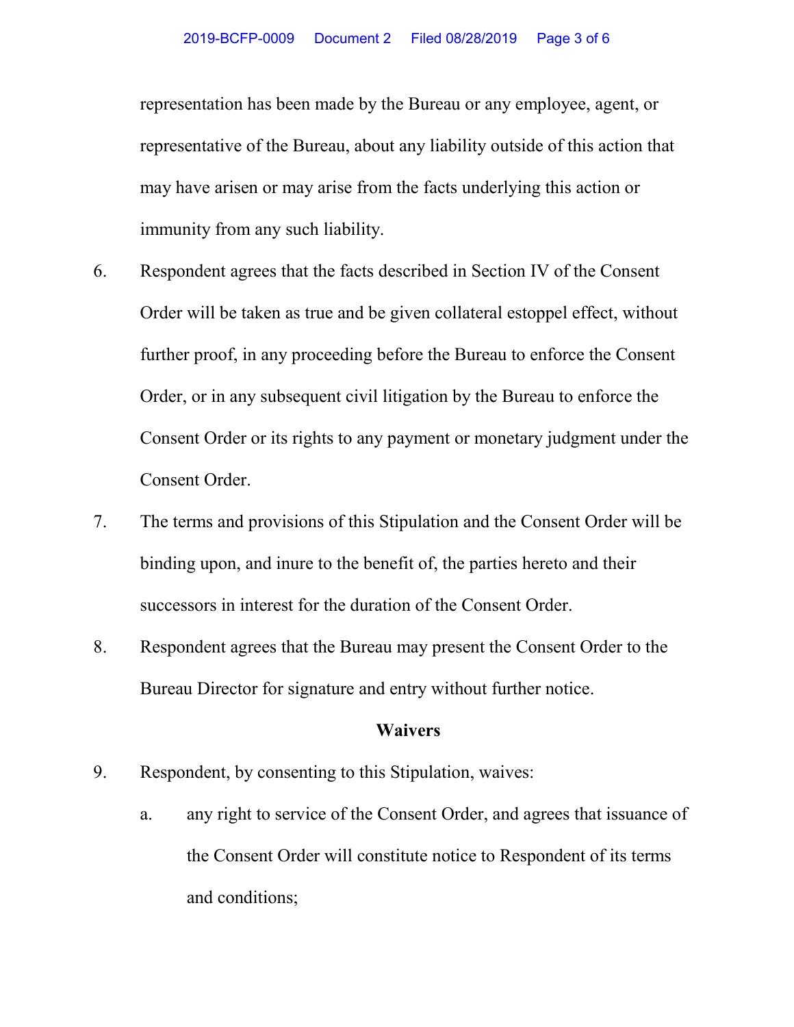representation has been made by the Bureau or any employee, agent, or representative of the Bureau, about any liability outside of this action that may have arisen or may arise from the facts underlying this action or immunity from any such liability.

6. Respondent agrees that the facts described in Section IV of the Consent Order will be taken as true and be given collateral estoppel effect, without further proof, in any proceeding before the Bureau to enforce the Consent Order, or in any subsequent civil litigation by the Bureau to enforce the Consent Order or its rights to any payment or monetary judgment under the Consent Order.

7. The terms and provisions of this Stipulation and the Consent Order will be binding upon, and inure to the benefit of, the parties hereto and their successors in interest for the duration of the Consent Order.

8. Respondent agrees that the Bureau may present the Consent Order to the Bureau Director for signature and entry without further notice.

**Waivers**

9. Respondent, by consenting to this Stipulation, waives:

   a. any right to service of the Consent Order, and agrees that issuance of the Consent Order will constitute notice to Respondent of its terms and conditions;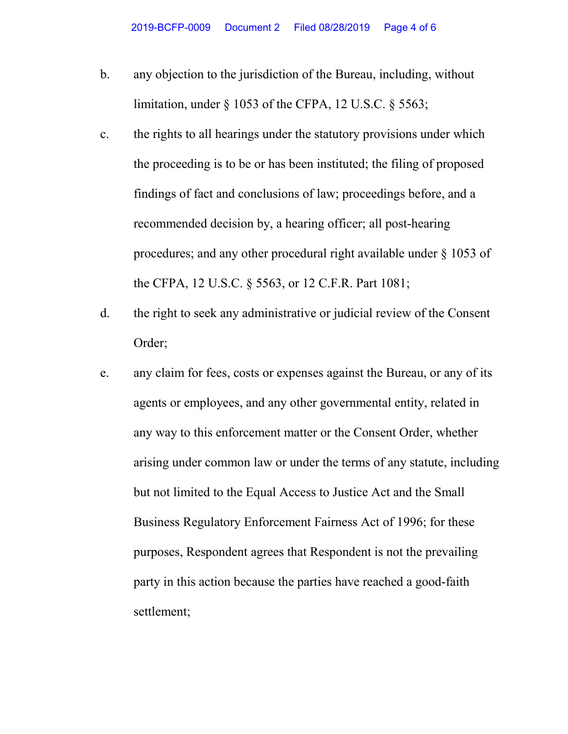b. any objection to the jurisdiction of the Bureau, including, without limitation, under § 1053 of the CFPA, 12 U.S.C. § 5563;

c. the rights to all hearings under the statutory provisions under which the proceeding is to be or has been instituted; the filing of proposed findings of fact and conclusions of law; proceedings before, and a recommended decision by, a hearing officer; all post-hearing procedures; and any other procedural right available under § 1053 of the CFPA, 12 U.S.C. § 5563, or 12 C.F.R. Part 1081;

d. the right to seek any administrative or judicial review of the Consent Order;

e. any claim for fees, costs or expenses against the Bureau, or any of its agents or employees, and any other governmental entity, related in any way to this enforcement matter or the Consent Order, whether arising under common law or under the terms of any statute, including but not limited to the Equal Access to Justice Act and the Small Business Regulatory Enforcement Fairness Act of 1996; for these purposes, Respondent agrees that Respondent is not the prevailing party in this action because the parties have reached a good-faith settlement;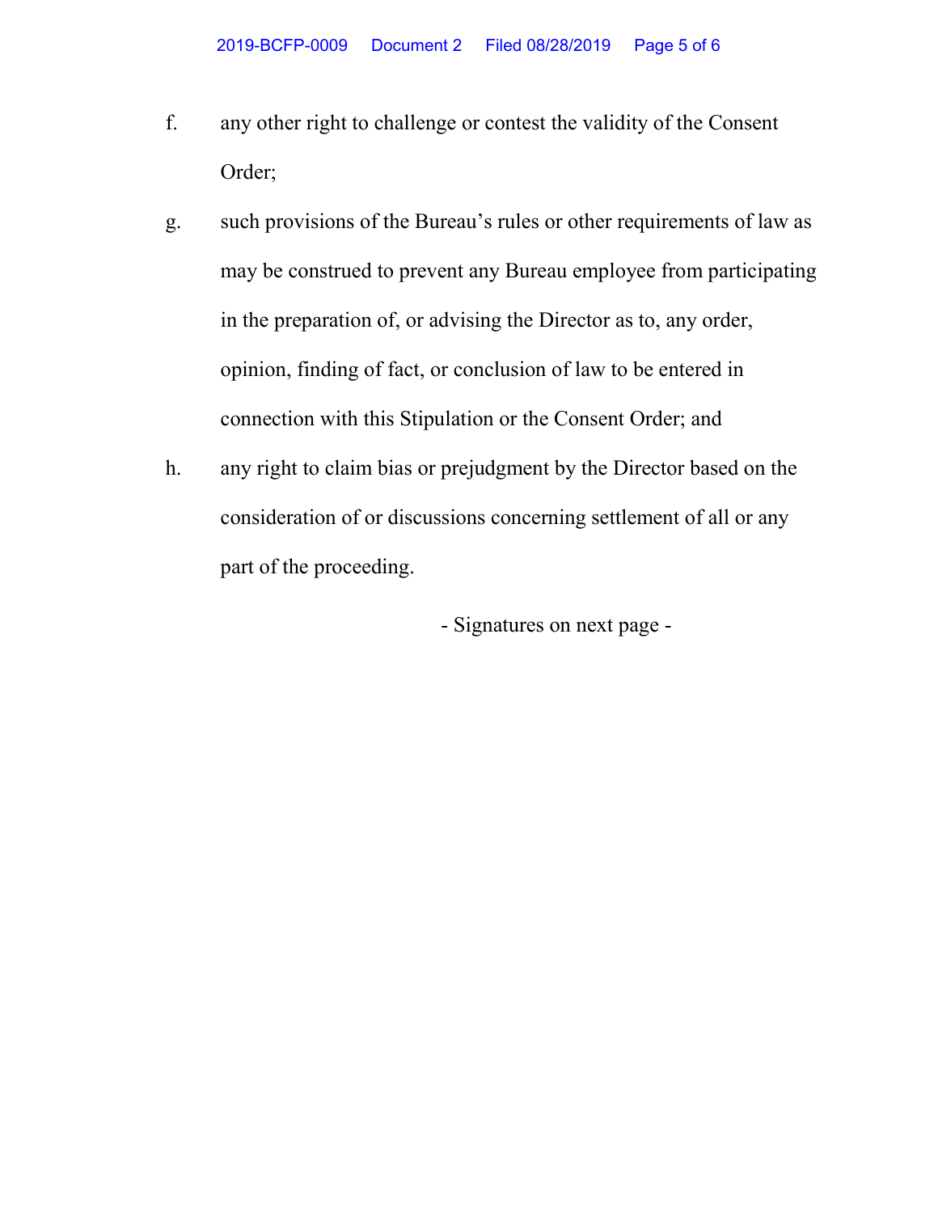f. any other right to challenge or contest the validity of the Consent Order;

g. such provisions of the Bureau's rules or other requirements of law as may be construed to prevent any Bureau employee from participating in the preparation of, or advising the Director as to, any order, opinion, finding of fact, or conclusion of law to be entered in connection with this Stipulation or the Consent Order; and

h. any right to claim bias or prejudgment by the Director based on the consideration of or discussions concerning settlement of all or any part of the proceeding.

- Signatures on next page -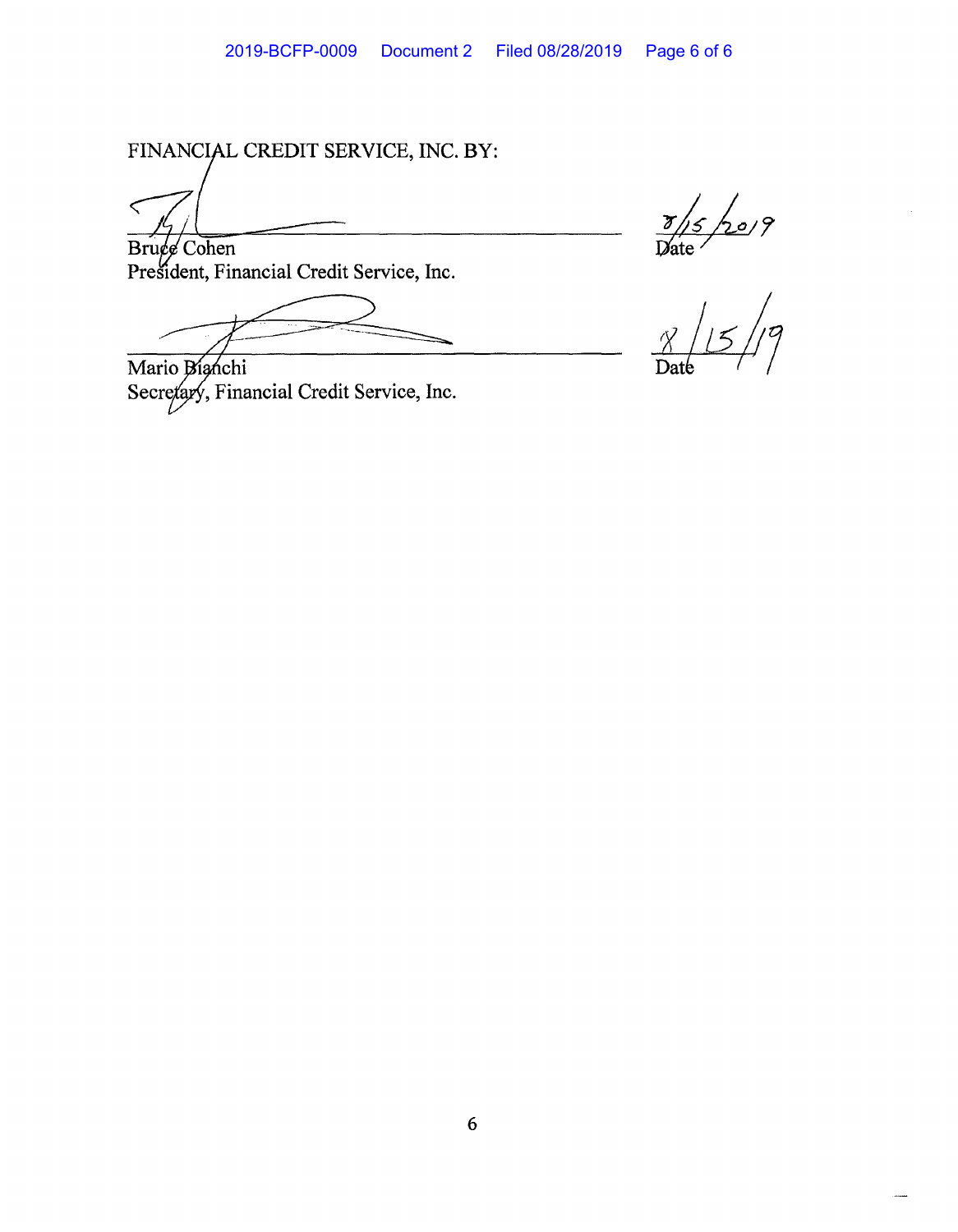FINANCIAL CREDIT SERVICE, INC. BY:

_______________________________ 8/15/2019
Bruce Cohen Date
President, Financial Credit Service, Inc.

_______________________________ 8/15/19
Mario Bianchi Date
Secretary, Financial Credit Service, Inc.